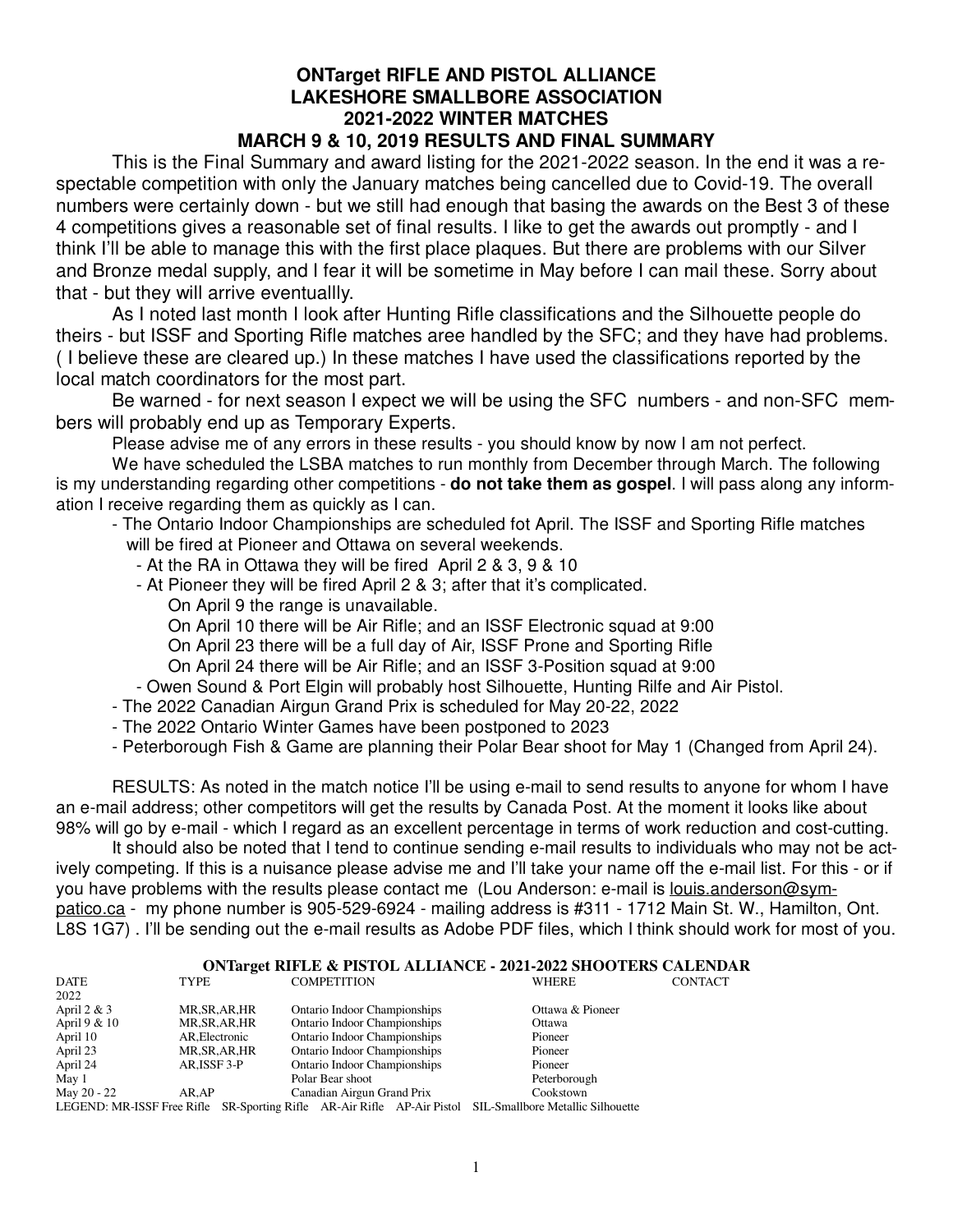# ONTarget RIFLE AND PISTOL ALLIANCE
# LAKESHORE SMALLBORE ASSOCIATION
# 2021-2022 WINTER MATCHES
# MARCH 9 & 10, 2019 RESULTS AND FINAL SUMMARY

This is the Final Summary and award listing for the 2021-2022 season. In the end it was a respectable competition with only the January matches being cancelled due to Covid-19. The overall numbers were certainly down - but we still had enough that basing the awards on the Best 3 of these 4 competitions gives a reasonable set of final results. I like to get the awards out promptly - and I think I'll be able to manage this with the first place plaques. But there are problems with our Silver and Bronze medal supply, and I fear it will be sometime in May before I can mail these. Sorry about that - but they will arrive eventuallly.

As I noted last month I look after Hunting Rifle classifications and the Silhouette people do theirs - but ISSF and Sporting Rifle matches aree handled by the SFC; and they have had problems. ( I believe these are cleared up.) In these matches I have used the classifications reported by the local match coordinators for the most part.

Be warned - for next season I expect we will be using the SFC numbers - and non-SFC members will probably end up as Temporary Experts.

Please advise me of any errors in these results - you should know by now I am not perfect.

We have scheduled the LSBA matches to run monthly from December through March. The following is my understanding regarding other competitions - **do not take them as gospel**. I will pass along any information I receive regarding them as quickly as I can.

- The Ontario Indoor Championships are scheduled fot April. The ISSF and Sporting Rifle matches will be fired at Pioneer and Ottawa on several weekends.
  - At the RA in Ottawa they will be fired April 2 & 3, 9 & 10
  - At Pioneer they will be fired April 2 & 3; after that it's complicated.
    - On April 9 the range is unavailable.
    - On April 10 there will be Air Rifle; and an ISSF Electronic squad at 9:00
    - On April 23 there will be a full day of Air, ISSF Prone and Sporting Rifle
    - On April 24 there will be Air Rifle; and an ISSF 3-Position squad at 9:00
  - Owen Sound & Port Elgin will probably host Silhouette, Hunting Rilfe and Air Pistol.
- The 2022 Canadian Airgun Grand Prix is scheduled for May 20-22, 2022
- The 2022 Ontario Winter Games have been postponed to 2023
- Peterborough Fish & Game are planning their Polar Bear shoot for May 1 (Changed from April 24).

RESULTS: As noted in the match notice I'll be using e-mail to send results to anyone for whom I have an e-mail address; other competitors will get the results by Canada Post. At the moment it looks like about 98% will go by e-mail - which I regard as an excellent percentage in terms of work reduction and cost-cutting.

It should also be noted that I tend to continue sending e-mail results to individuals who may not be actively competing. If this is a nuisance please advise me and I'll take your name off the e-mail list. For this - or if you have problems with the results please contact me (Lou Anderson: e-mail is louis.anderson@sympatico.ca - my phone number is 905-529-6924 - mailing address is #311 - 1712 Main St. W., Hamilton, Ont. L8S 1G7) . I'll be sending out the e-mail results as Adobe PDF files, which I think should work for most of you.

**ONTarget RIFLE & PISTOL ALLIANCE - 2021-2022 SHOOTERS CALENDAR**

| DATE | TYPE | COMPETITION | WHERE | CONTACT |
|---|---|---|---|---|
| 2022 | | | | |
| April 2 & 3 | MR,SR,AR,HR | Ontario Indoor Championships | Ottawa & Pioneer | |
| April 9 & 10 | MR,SR,AR,HR | Ontario Indoor Championships | Ottawa | |
| April 10 | AR,Electronic | Ontario Indoor Championships | Pioneer | |
| April 23 | MR,SR,AR,HR | Ontario Indoor Championships | Pioneer | |
| April 24 | AR,ISSF 3-P | Ontario Indoor Championships | Pioneer | |
| May 1 | | Polar Bear shoot | Peterborough | |
| May 20 - 22 | AR,AP | Canadian Airgun Grand Prix | Cookstown | |

LEGEND: MR-ISSF Free Rifle SR-Sporting Rifle AR-Air Rifle AP-Air Pistol SIL-Smallbore Metallic Silhouette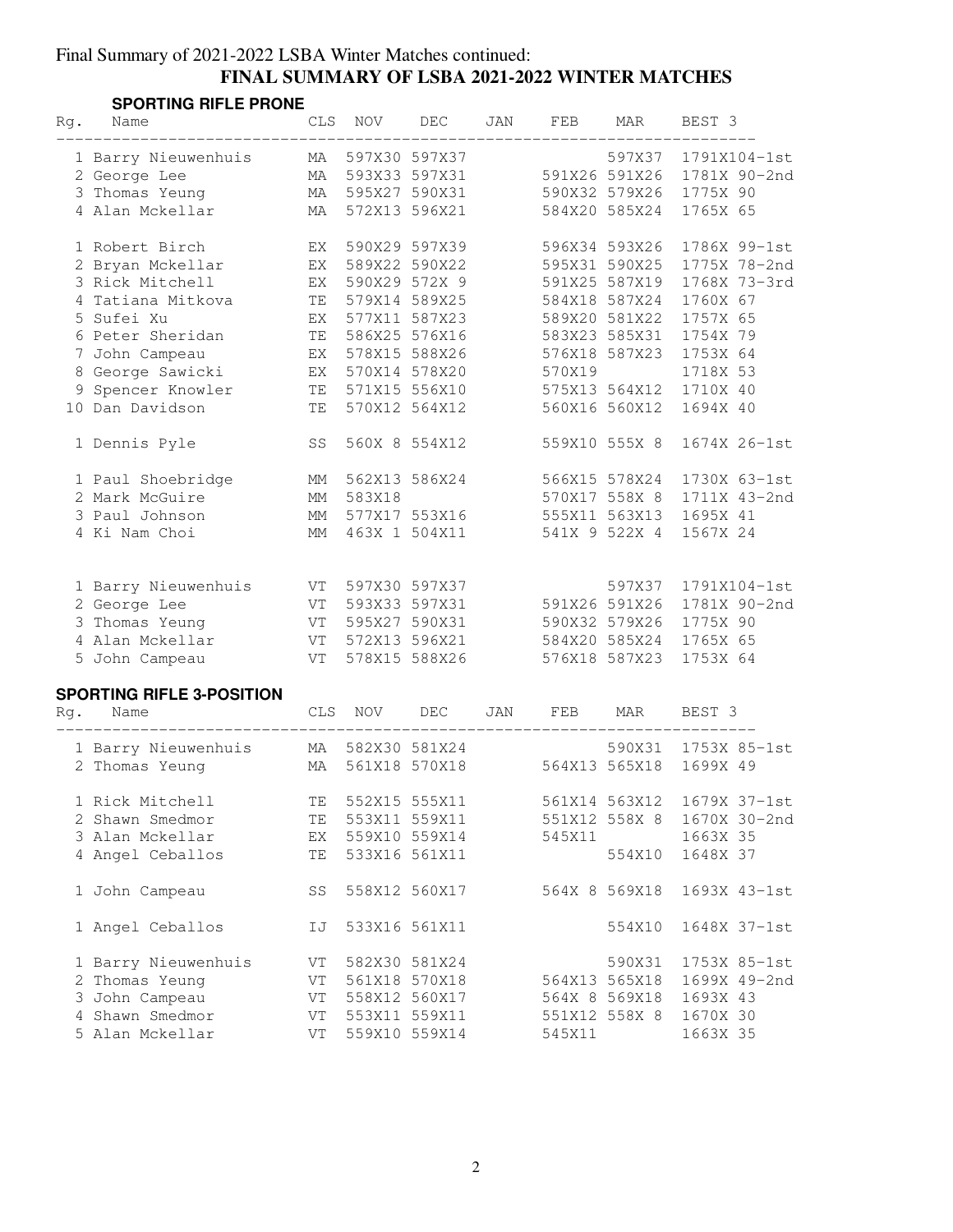Final Summary of 2021-2022 LSBA Winter Matches continued:

# FINAL SUMMARY OF LSBA 2021-2022 WINTER MATCHES

## SPORTING RIFLE PRONE

| Rg. | Name | CLS | NOV | DEC | JAN | FEB | MAR | BEST 3 |
|---|---|---|---|---|---|---|---|---|
| 1 | Barry Nieuwenhuis | MA | 597X30 | 597X37 | | | 597X37 | 1791X104-1st |
| 2 | George Lee | MA | 593X33 | 597X31 | | 591X26 | 591X26 | 1781X 90-2nd |
| 3 | Thomas Yeung | MA | 595X27 | 590X31 | | 590X32 | 579X26 | 1775X 90 |
| 4 | Alan Mckellar | MA | 572X13 | 596X21 | | 584X20 | 585X24 | 1765X 65 |
| | | | | | | | | |
| 1 | Robert Birch | EX | 590X29 | 597X39 | | 596X34 | 593X26 | 1786X 99-1st |
| 2 | Bryan Mckellar | EX | 589X22 | 590X22 | | 595X31 | 590X25 | 1775X 78-2nd |
| 3 | Rick Mitchell | EX | 590X29 | 572X 9 | | 591X25 | 587X19 | 1768X 73-3rd |
| 4 | Tatiana Mitkova | TE | 579X14 | 589X25 | | 584X18 | 587X24 | 1760X 67 |
| 5 | Sufei Xu | EX | 577X11 | 587X23 | | 589X20 | 581X22 | 1757X 65 |
| 6 | Peter Sheridan | TE | 586X25 | 576X16 | | 583X23 | 585X31 | 1754X 79 |
| 7 | John Campeau | EX | 578X15 | 588X26 | | 576X18 | 587X23 | 1753X 64 |
| 8 | George Sawicki | EX | 570X14 | 578X20 | | 570X19 | | 1718X 53 |
| 9 | Spencer Knowler | TE | 571X15 | 556X10 | | 575X13 | 564X12 | 1710X 40 |
| 10 | Dan Davidson | TE | 570X12 | 564X12 | | 560X16 | 560X12 | 1694X 40 |
| | | | | | | | | |
| 1 | Dennis Pyle | SS | 560X 8 | 554X12 | | 559X10 | 555X 8 | 1674X 26-1st |
| | | | | | | | | |
| 1 | Paul Shoebridge | MM | 562X13 | 586X24 | | 566X15 | 578X24 | 1730X 63-1st |
| 2 | Mark McGuire | MM | 583X18 | | | 570X17 | 558X 8 | 1711X 43-2nd |
| 3 | Paul Johnson | MM | 577X17 | 553X16 | | 555X11 | 563X13 | 1695X 41 |
| 4 | Ki Nam Choi | MM | 463X 1 | 504X11 | | 541X 9 | 522X 4 | 1567X 24 |
| | | | | | | | | |
| 1 | Barry Nieuwenhuis | VT | 597X30 | 597X37 | | | 597X37 | 1791X104-1st |
| 2 | George Lee | VT | 593X33 | 597X31 | | 591X26 | 591X26 | 1781X 90-2nd |
| 3 | Thomas Yeung | VT | 595X27 | 590X31 | | 590X32 | 579X26 | 1775X 90 |
| 4 | Alan Mckellar | VT | 572X13 | 596X21 | | 584X20 | 585X24 | 1765X 65 |
| 5 | John Campeau | VT | 578X15 | 588X26 | | 576X18 | 587X23 | 1753X 64 |

## SPORTING RIFLE 3-POSITION

| Rg. | Name | CLS | NOV | DEC | JAN | FEB | MAR | BEST 3 |
|---|---|---|---|---|---|---|---|---|
| 1 | Barry Nieuwenhuis | MA | 582X30 | 581X24 | | | 590X31 | 1753X 85-1st |
| 2 | Thomas Yeung | MA | 561X18 | 570X18 | | 564X13 | 565X18 | 1699X 49 |
| | | | | | | | | |
| 1 | Rick Mitchell | TE | 552X15 | 555X11 | | 561X14 | 563X12 | 1679X 37-1st |
| 2 | Shawn Smedmor | TE | 553X11 | 559X11 | | 551X12 | 558X 8 | 1670X 30-2nd |
| 3 | Alan Mckellar | EX | 559X10 | 559X14 | | 545X11 | | 1663X 35 |
| 4 | Angel Ceballos | TE | 533X16 | 561X11 | | | 554X10 | 1648X 37 |
| | | | | | | | | |
| 1 | John Campeau | SS | 558X12 | 560X17 | | 564X 8 | 569X18 | 1693X 43-1st |
| | | | | | | | | |
| 1 | Angel Ceballos | IJ | 533X16 | 561X11 | | | 554X10 | 1648X 37-1st |
| | | | | | | | | |
| 1 | Barry Nieuwenhuis | VT | 582X30 | 581X24 | | | 590X31 | 1753X 85-1st |
| 2 | Thomas Yeung | VT | 561X18 | 570X18 | | 564X13 | 565X18 | 1699X 49-2nd |
| 3 | John Campeau | VT | 558X12 | 560X17 | | 564X 8 | 569X18 | 1693X 43 |
| 4 | Shawn Smedmor | VT | 553X11 | 559X11 | | 551X12 | 558X 8 | 1670X 30 |
| 5 | Alan Mckellar | VT | 559X10 | 559X14 | | 545X11 | | 1663X 35 |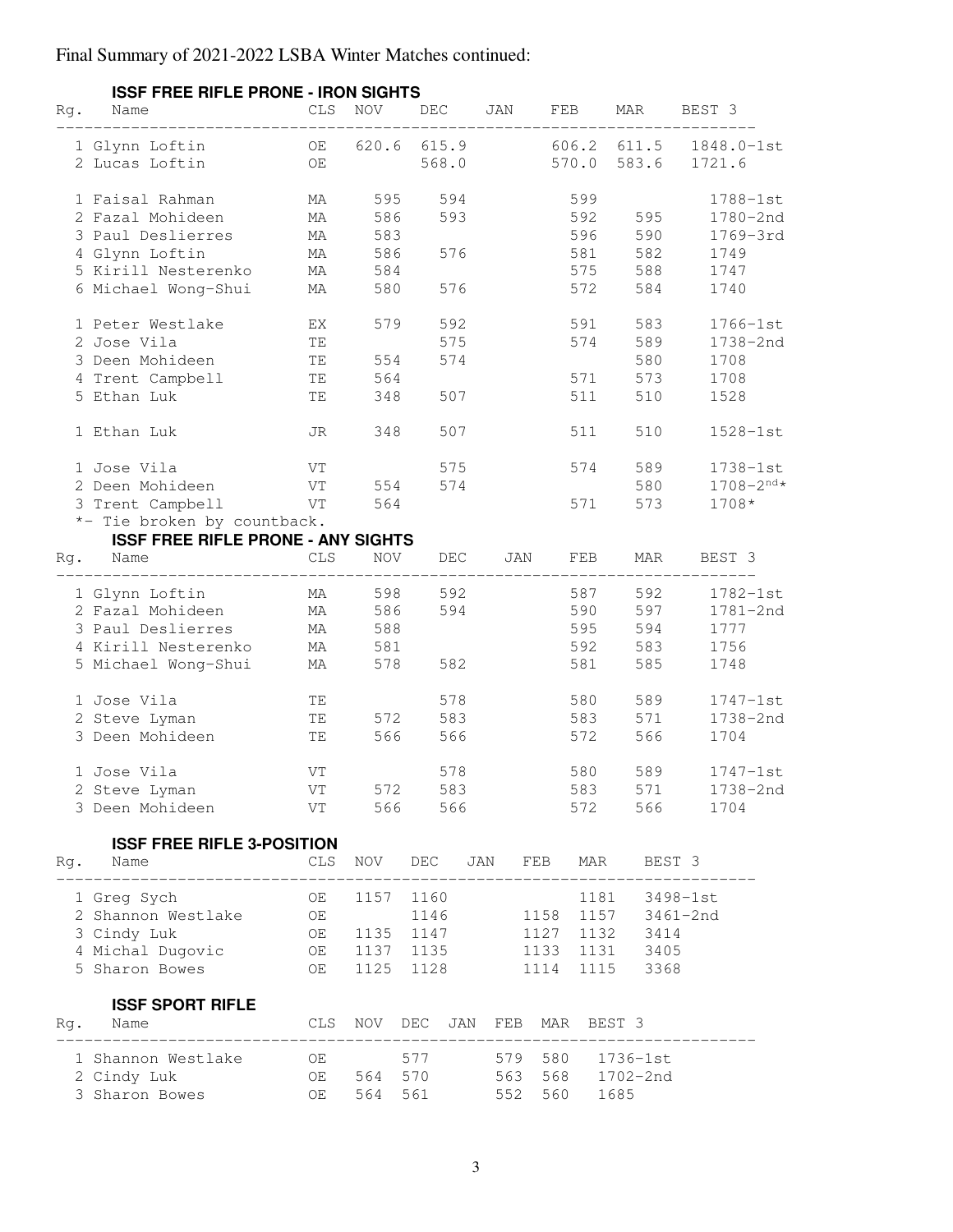Final Summary of 2021-2022 LSBA Winter Matches continued:

### ISSF FREE RIFLE PRONE - IRON SIGHTS

| Rg. | Name | CLS | NOV | DEC | JAN | FEB | MAR | BEST 3 |
|---|---|---|---|---|---|---|---|---|
| 1 | Glynn Loftin | OE | 620.6 | 615.9 | | 606.2 | 611.5 | 1848.0-1st |
| 2 | Lucas Loftin | OE | | 568.0 | | 570.0 | 583.6 | 1721.6 |
| | | | | | | | | |
| 1 | Faisal Rahman | MA | 595 | 594 | | 599 | | 1788-1st |
| 2 | Fazal Mohideen | MA | 586 | 593 | | 592 | 595 | 1780-2nd |
| 3 | Paul Deslierres | MA | 583 | | | 596 | 590 | 1769-3rd |
| 4 | Glynn Loftin | MA | 586 | 576 | | 581 | 582 | 1749 |
| 5 | Kirill Nesterenko | MA | 584 | | | 575 | 588 | 1747 |
| 6 | Michael Wong-Shui | MA | 580 | 576 | | 572 | 584 | 1740 |
| | | | | | | | | |
| 1 | Peter Westlake | EX | 579 | 592 | | 591 | 583 | 1766-1st |
| 2 | Jose Vila | TE | | 575 | | 574 | 589 | 1738-2nd |
| 3 | Deen Mohideen | TE | 554 | 574 | | | 580 | 1708 |
| 4 | Trent Campbell | TE | 564 | | | 571 | 573 | 1708 |
| 5 | Ethan Luk | TE | 348 | 507 | | 511 | 510 | 1528 |
| | | | | | | | | |
| 1 | Ethan Luk | JR | 348 | 507 | | 511 | 510 | 1528-1st |
| | | | | | | | | |
| 1 | Jose Vila | VT | | 575 | | 574 | 589 | 1738-1st |
| 2 | Deen Mohideen | VT | 554 | 574 | | | 580 | 1708-2nd* |
| 3 | Trent Campbell | VT | 564 | | | 571 | 573 | 1708* |

*- Tie broken by countback.

### ISSF FREE RIFLE PRONE - ANY SIGHTS

| Rg. | Name | CLS | NOV | DEC | JAN | FEB | MAR | BEST 3 |
|---|---|---|---|---|---|---|---|---|
| 1 | Glynn Loftin | MA | 598 | 592 | | 587 | 592 | 1782-1st |
| 2 | Fazal Mohideen | MA | 586 | 594 | | 590 | 597 | 1781-2nd |
| 3 | Paul Deslierres | MA | 588 | | | 595 | 594 | 1777 |
| 4 | Kirill Nesterenko | MA | 581 | | | 592 | 583 | 1756 |
| 5 | Michael Wong-Shui | MA | 578 | 582 | | 581 | 585 | 1748 |
| | | | | | | | | |
| 1 | Jose Vila | TE | | 578 | | 580 | 589 | 1747-1st |
| 2 | Steve Lyman | TE | 572 | 583 | | 583 | 571 | 1738-2nd |
| 3 | Deen Mohideen | TE | 566 | 566 | | 572 | 566 | 1704 |
| | | | | | | | | |
| 1 | Jose Vila | VT | | 578 | | 580 | 589 | 1747-1st |
| 2 | Steve Lyman | VT | 572 | 583 | | 583 | 571 | 1738-2nd |
| 3 | Deen Mohideen | VT | 566 | 566 | | 572 | 566 | 1704 |

### ISSF FREE RIFLE 3-POSITION

| Rg. | Name | CLS | NOV | DEC | JAN | FEB | MAR | BEST 3 |
|---|---|---|---|---|---|---|---|---|
| 1 | Greg Sych | OE | 1157 | 1160 | | | 1181 | 3498-1st |
| 2 | Shannon Westlake | OE | | 1146 | | 1158 | 1157 | 3461-2nd |
| 3 | Cindy Luk | OE | 1135 | 1147 | | 1127 | 1132 | 3414 |
| 4 | Michal Dugovic | OE | 1137 | 1135 | | 1133 | 1131 | 3405 |
| 5 | Sharon Bowes | OE | 1125 | 1128 | | 1114 | 1115 | 3368 |

### ISSF SPORT RIFLE

| Rg. | Name | CLS | NOV | DEC | JAN | FEB | MAR | BEST 3 |
|---|---|---|---|---|---|---|---|---|
| 1 | Shannon Westlake | OE | | 577 | | 579 | 580 | 1736-1st |
| 2 | Cindy Luk | OE | 564 | 570 | | 563 | 568 | 1702-2nd |
| 3 | Sharon Bowes | OE | 564 | 561 | | 552 | 560 | 1685 |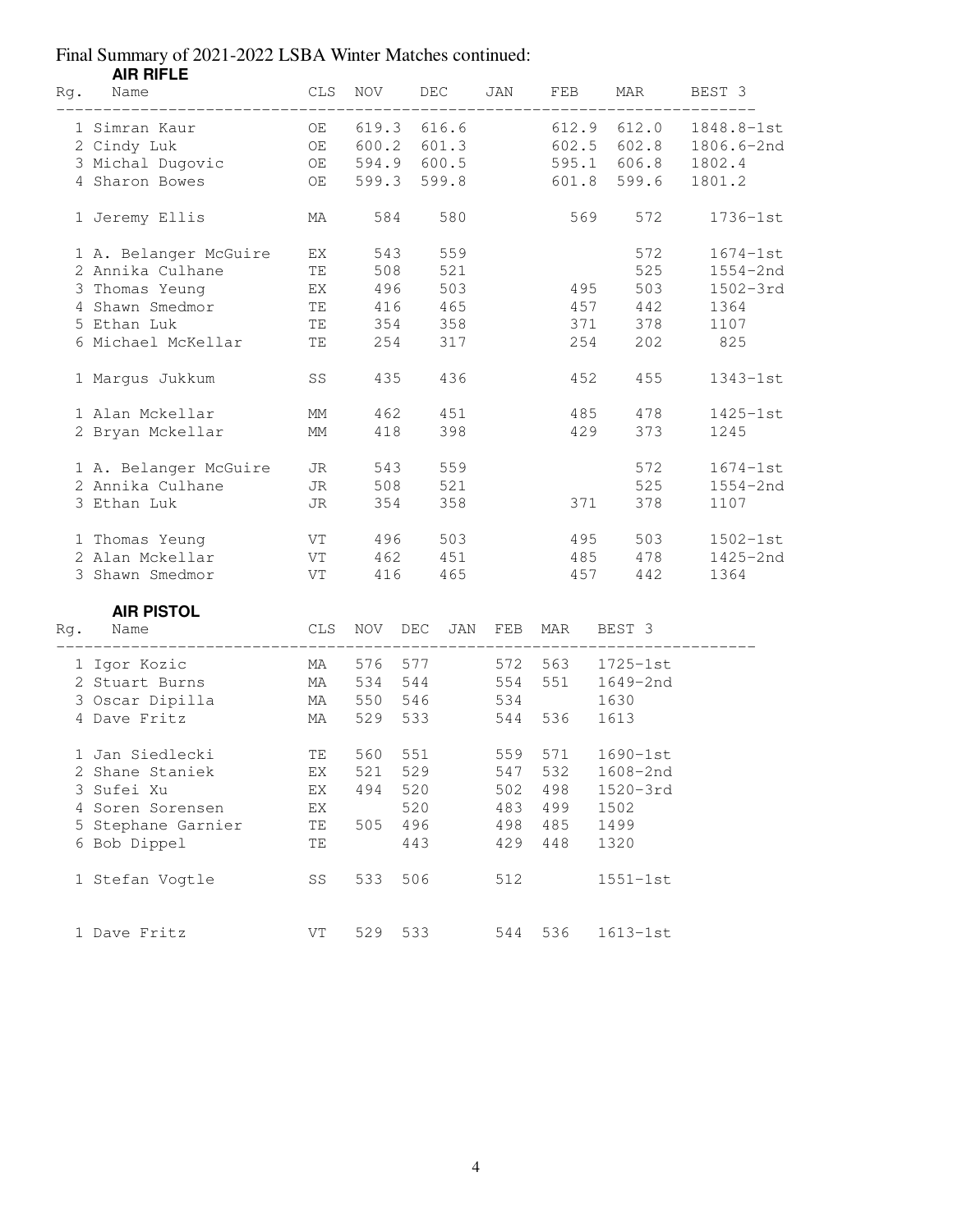Final Summary of 2021-2022 LSBA Winter Matches continued:

### AIR RIFLE

| Rg. | Name | CLS | NOV | DEC | JAN | FEB | MAR | BEST 3 |
|---|---|---|---|---|---|---|---|---|
| 1 | Simran Kaur | OE | 619.3 | 616.6 | | 612.9 | 612.0 | 1848.8-1st |
| 2 | Cindy Luk | OE | 600.2 | 601.3 | | 602.5 | 602.8 | 1806.6-2nd |
| 3 | Michal Dugovic | OE | 594.9 | 600.5 | | 595.1 | 606.8 | 1802.4 |
| 4 | Sharon Bowes | OE | 599.3 | 599.8 | | 601.8 | 599.6 | 1801.2 |
| | | | | | | | | |
| 1 | Jeremy Ellis | MA | 584 | 580 | | 569 | 572 | 1736-1st |
| | | | | | | | | |
| 1 | A. Belanger McGuire | EX | 543 | 559 | | | 572 | 1674-1st |
| 2 | Annika Culhane | TE | 508 | 521 | | | 525 | 1554-2nd |
| 3 | Thomas Yeung | EX | 496 | 503 | | 495 | 503 | 1502-3rd |
| 4 | Shawn Smedmor | TE | 416 | 465 | | 457 | 442 | 1364 |
| 5 | Ethan Luk | TE | 354 | 358 | | 371 | 378 | 1107 |
| 6 | Michael McKellar | TE | 254 | 317 | | 254 | 202 | 825 |
| | | | | | | | | |
| 1 | Margus Jukkum | SS | 435 | 436 | | 452 | 455 | 1343-1st |
| | | | | | | | | |
| 1 | Alan Mckellar | MM | 462 | 451 | | 485 | 478 | 1425-1st |
| 2 | Bryan Mckellar | MM | 418 | 398 | | 429 | 373 | 1245 |
| | | | | | | | | |
| 1 | A. Belanger McGuire | JR | 543 | 559 | | | 572 | 1674-1st |
| 2 | Annika Culhane | JR | 508 | 521 | | | 525 | 1554-2nd |
| 3 | Ethan Luk | JR | 354 | 358 | | 371 | 378 | 1107 |
| | | | | | | | | |
| 1 | Thomas Yeung | VT | 496 | 503 | | 495 | 503 | 1502-1st |
| 2 | Alan Mckellar | VT | 462 | 451 | | 485 | 478 | 1425-2nd |
| 3 | Shawn Smedmor | VT | 416 | 465 | | 457 | 442 | 1364 |

### AIR PISTOL

| Rg. | Name | CLS | NOV | DEC | JAN | FEB | MAR | BEST 3 |
|---|---|---|---|---|---|---|---|---|
| 1 | Igor Kozic | MA | 576 | 577 | | 572 | 563 | 1725-1st |
| 2 | Stuart Burns | MA | 534 | 544 | | 554 | 551 | 1649-2nd |
| 3 | Oscar Dipilla | MA | 550 | 546 | | 534 | | 1630 |
| 4 | Dave Fritz | MA | 529 | 533 | | 544 | 536 | 1613 |
| | | | | | | | | |
| 1 | Jan Siedlecki | TE | 560 | 551 | | 559 | 571 | 1690-1st |
| 2 | Shane Staniek | EX | 521 | 529 | | 547 | 532 | 1608-2nd |
| 3 | Sufei Xu | EX | 494 | 520 | | 502 | 498 | 1520-3rd |
| 4 | Soren Sorensen | EX | | 520 | | 483 | 499 | 1502 |
| 5 | Stephane Garnier | TE | 505 | 496 | | 498 | 485 | 1499 |
| 6 | Bob Dippel | TE | | 443 | | 429 | 448 | 1320 |
| | | | | | | | | |
| 1 | Stefan Vogtle | SS | 533 | 506 | | 512 | | 1551-1st |
| | | | | | | | | |
| 1 | Dave Fritz | VT | 529 | 533 | | 544 | 536 | 1613-1st |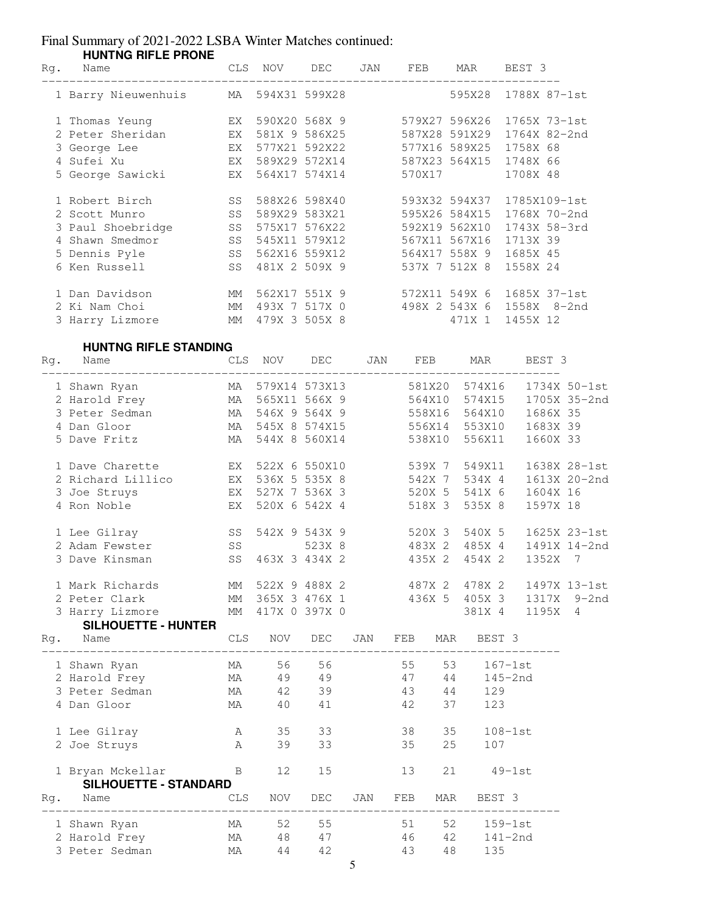# Final Summary of 2021-2022 LSBA Winter Matches continued:

### HUNTNG RIFLE PRONE

| Rg. | Name | CLS | NOV | DEC | JAN | FEB | MAR | BEST 3 |
|---|---|---|---|---|---|---|---|---|
| 1 | Barry Nieuwenhuis | MA | 594X31 | 599X28 | | | 595X28 | 1788X 87-1st |
| 1 | Thomas Yeung | EX | 590X20 | 568X 9 | | 579X27 | 596X26 | 1765X 73-1st |
| 2 | Peter Sheridan | EX | 581X 9 | 586X25 | | 587X28 | 591X29 | 1764X 82-2nd |
| 3 | George Lee | EX | 577X21 | 592X22 | | 577X16 | 589X25 | 1758X 68 |
| 4 | Sufei Xu | EX | 589X29 | 572X14 | | 587X23 | 564X15 | 1748X 66 |
| 5 | George Sawicki | EX | 564X17 | 574X14 | | 570X17 | | 1708X 48 |
| 1 | Robert Birch | SS | 588X26 | 598X40 | | 593X32 | 594X37 | 1785X109-1st |
| 2 | Scott Munro | SS | 589X29 | 583X21 | | 595X26 | 584X15 | 1768X 70-2nd |
| 3 | Paul Shoebridge | SS | 575X17 | 576X22 | | 592X19 | 562X10 | 1743X 58-3rd |
| 4 | Shawn Smedmor | SS | 545X11 | 579X12 | | 567X11 | 567X16 | 1713X 39 |
| 5 | Dennis Pyle | SS | 562X16 | 559X12 | | 564X17 | 558X 9 | 1685X 45 |
| 6 | Ken Russell | SS | 481X 2 | 509X 9 | | 537X 7 | 512X 8 | 1558X 24 |
| 1 | Dan Davidson | MM | 562X17 | 551X 9 | | 572X11 | 549X 6 | 1685X 37-1st |
| 2 | Ki Nam Choi | MM | 493X 7 | 517X 0 | | 498X 2 | 543X 6 | 1558X 8-2nd |
| 3 | Harry Lizmore | MM | 479X 3 | 505X 8 | | | 471X 1 | 1455X 12 |

### HUNTNG RIFLE STANDING

| Rg. | Name | CLS | NOV | DEC | JAN | FEB | MAR | BEST 3 |
|---|---|---|---|---|---|---|---|---|
| 1 | Shawn Ryan | MA | 579X14 | 573X13 | | 581X20 | 574X16 | 1734X 50-1st |
| 2 | Harold Frey | MA | 565X11 | 566X 9 | | 564X10 | 574X15 | 1705X 35-2nd |
| 3 | Peter Sedman | MA | 546X 9 | 564X 9 | | 558X16 | 564X10 | 1686X 35 |
| 4 | Dan Gloor | MA | 545X 8 | 574X15 | | 556X14 | 553X10 | 1683X 39 |
| 5 | Dave Fritz | MA | 544X 8 | 560X14 | | 538X10 | 556X11 | 1660X 33 |
| 1 | Dave Charette | EX | 522X 6 | 550X10 | | 539X 7 | 549X11 | 1638X 28-1st |
| 2 | Richard Lillico | EX | 536X 5 | 535X 8 | | 542X 7 | 534X 4 | 1613X 20-2nd |
| 3 | Joe Struys | EX | 527X 7 | 536X 3 | | 520X 5 | 541X 6 | 1604X 16 |
| 4 | Ron Noble | EX | 520X 6 | 542X 4 | | 518X 3 | 535X 8 | 1597X 18 |
| 1 | Lee Gilray | SS | 542X 9 | 543X 9 | | 520X 3 | 540X 5 | 1625X 23-1st |
| 2 | Adam Fewster | SS | | 523X 8 | | 483X 2 | 485X 4 | 1491X 14-2nd |
| 3 | Dave Kinsman | SS | 463X 3 | 434X 2 | | 435X 2 | 454X 2 | 1352X 7 |
| 1 | Mark Richards | MM | 522X 9 | 488X 2 | | 487X 2 | 478X 2 | 1497X 13-1st |
| 2 | Peter Clark | MM | 365X 3 | 476X 1 | | 436X 5 | 405X 3 | 1317X 9-2nd |
| 3 | Harry Lizmore | MM | 417X 0 | 397X 0 | | | 381X 4 | 1195X 4 |

### SILHOUETTE - HUNTER

| Rg. | Name | CLS | NOV | DEC | JAN | FEB | MAR | BEST 3 |
|---|---|---|---|---|---|---|---|---|
| 1 | Shawn Ryan | MA | 56 | 56 | | 55 | 53 | 167-1st |
| 2 | Harold Frey | MA | 49 | 49 | | 47 | 44 | 145-2nd |
| 3 | Peter Sedman | MA | 42 | 39 | | 43 | 44 | 129 |
| 4 | Dan Gloor | MA | 40 | 41 | | 42 | 37 | 123 |
| 1 | Lee Gilray | A | 35 | 33 | | 38 | 35 | 108-1st |
| 2 | Joe Struys | A | 39 | 33 | | 35 | 25 | 107 |
| 1 | Bryan Mckellar | B | 12 | 15 | | 13 | 21 | 49-1st |

### SILHOUETTE - STANDARD

| Rg. | Name | CLS | NOV | DEC | JAN | FEB | MAR | BEST 3 |
|---|---|---|---|---|---|---|---|---|
| 1 | Shawn Ryan | MA | 52 | 55 | | 51 | 52 | 159-1st |
| 2 | Harold Frey | MA | 48 | 47 | | 46 | 42 | 141-2nd |
| 3 | Peter Sedman | MA | 44 | 42 | | 43 | 48 | 135 |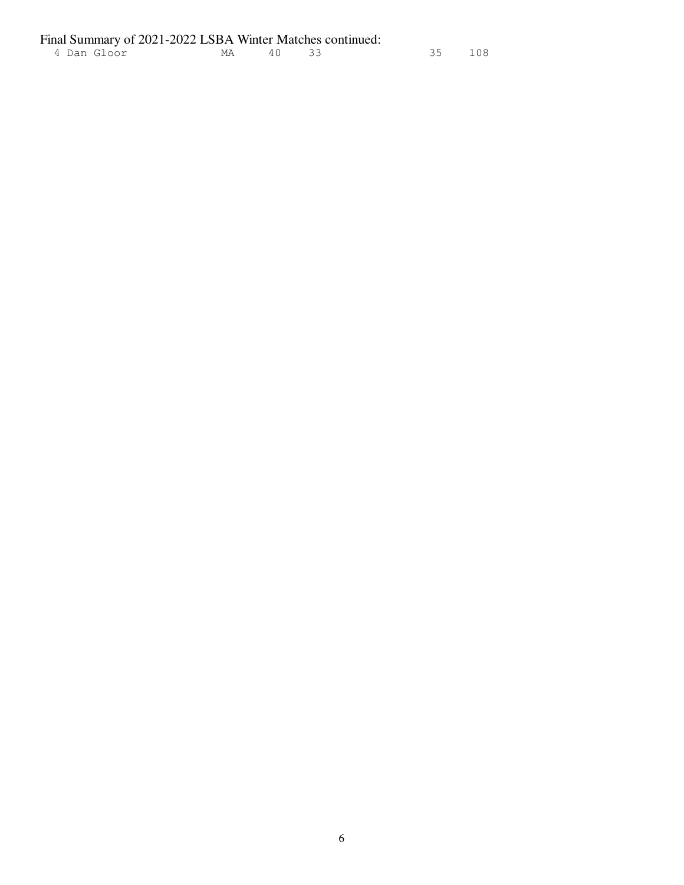Final Summary of 2021-2022 LSBA Winter Matches continued:

```
  4 Dan Gloor              MA     40    33                 35    108
```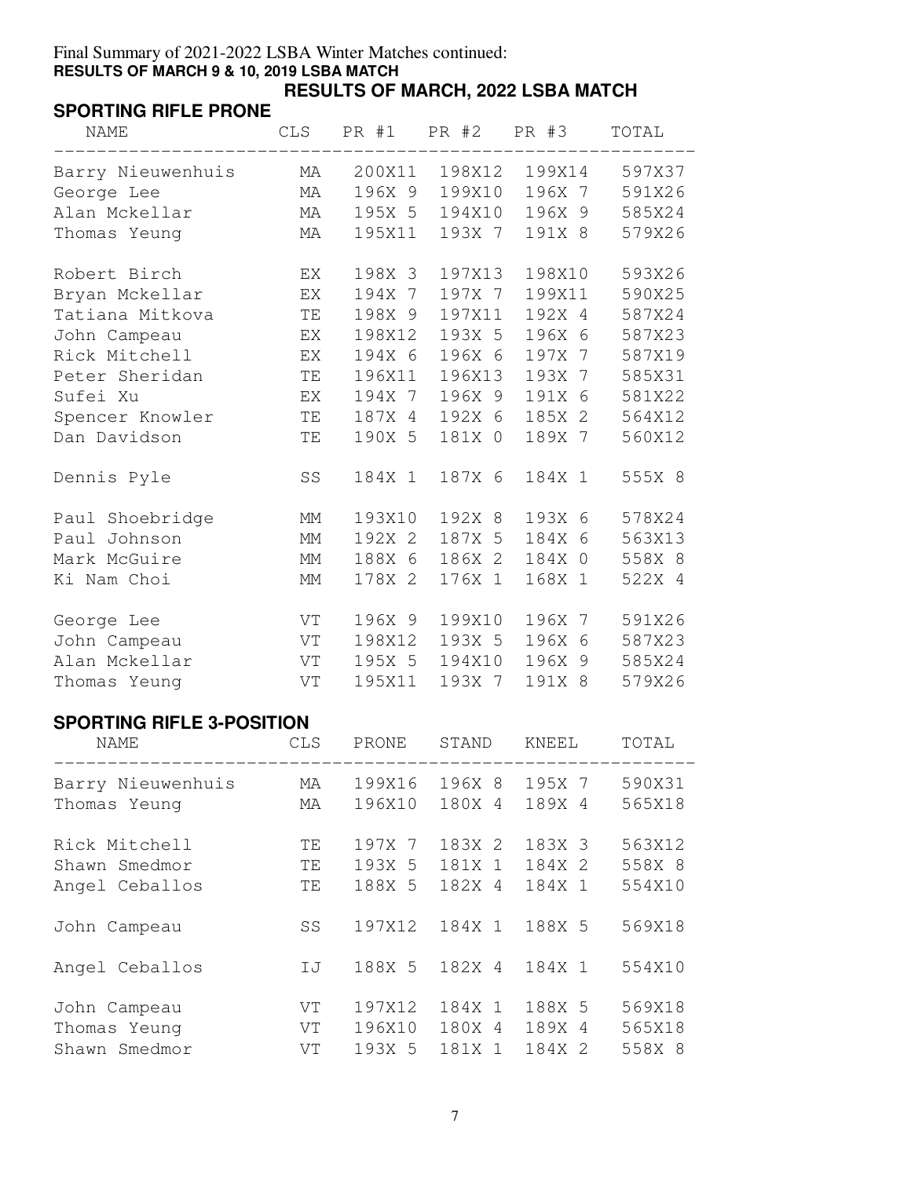Final Summary of 2021-2022 LSBA Winter Matches continued:

**RESULTS OF MARCH 9 & 10, 2019 LSBA MATCH**

## RESULTS OF MARCH, 2022 LSBA MATCH

### SPORTING RIFLE PRONE

| NAME | CLS | PR #1 | PR #2 | PR #3 | TOTAL |
|---|---|---|---|---|---|
| Barry Nieuwenhuis | MA | 200X11 | 198X12 | 199X14 | 597X37 |
| George Lee | MA | 196X 9 | 199X10 | 196X 7 | 591X26 |
| Alan Mckellar | MA | 195X 5 | 194X10 | 196X 9 | 585X24 |
| Thomas Yeung | MA | 195X11 | 193X 7 | 191X 8 | 579X26 |
| Robert Birch | EX | 198X 3 | 197X13 | 198X10 | 593X26 |
| Bryan Mckellar | EX | 194X 7 | 197X 7 | 199X11 | 590X25 |
| Tatiana Mitkova | TE | 198X 9 | 197X11 | 192X 4 | 587X24 |
| John Campeau | EX | 198X12 | 193X 5 | 196X 6 | 587X23 |
| Rick Mitchell | EX | 194X 6 | 196X 6 | 197X 7 | 587X19 |
| Peter Sheridan | TE | 196X11 | 196X13 | 193X 7 | 585X31 |
| Sufei Xu | EX | 194X 7 | 196X 9 | 191X 6 | 581X22 |
| Spencer Knowler | TE | 187X 4 | 192X 6 | 185X 2 | 564X12 |
| Dan Davidson | TE | 190X 5 | 181X 0 | 189X 7 | 560X12 |
| Dennis Pyle | SS | 184X 1 | 187X 6 | 184X 1 | 555X 8 |
| Paul Shoebridge | MM | 193X10 | 192X 8 | 193X 6 | 578X24 |
| Paul Johnson | MM | 192X 2 | 187X 5 | 184X 6 | 563X13 |
| Mark McGuire | MM | 188X 6 | 186X 2 | 184X 0 | 558X 8 |
| Ki Nam Choi | MM | 178X 2 | 176X 1 | 168X 1 | 522X 4 |
| George Lee | VT | 196X 9 | 199X10 | 196X 7 | 591X26 |
| John Campeau | VT | 198X12 | 193X 5 | 196X 6 | 587X23 |
| Alan Mckellar | VT | 195X 5 | 194X10 | 196X 9 | 585X24 |
| Thomas Yeung | VT | 195X11 | 193X 7 | 191X 8 | 579X26 |

### SPORTING RIFLE 3-POSITION

| NAME | CLS | PRONE | STAND | KNEEL | TOTAL |
|---|---|---|---|---|---|
| Barry Nieuwenhuis | MA | 199X16 | 196X 8 | 195X 7 | 590X31 |
| Thomas Yeung | MA | 196X10 | 180X 4 | 189X 4 | 565X18 |
| Rick Mitchell | TE | 197X 7 | 183X 2 | 183X 3 | 563X12 |
| Shawn Smedmor | TE | 193X 5 | 181X 1 | 184X 2 | 558X 8 |
| Angel Ceballos | TE | 188X 5 | 182X 4 | 184X 1 | 554X10 |
| John Campeau | SS | 197X12 | 184X 1 | 188X 5 | 569X18 |
| Angel Ceballos | IJ | 188X 5 | 182X 4 | 184X 1 | 554X10 |
| John Campeau | VT | 197X12 | 184X 1 | 188X 5 | 569X18 |
| Thomas Yeung | VT | 196X10 | 180X 4 | 189X 4 | 565X18 |
| Shawn Smedmor | VT | 193X 5 | 181X 1 | 184X 2 | 558X 8 |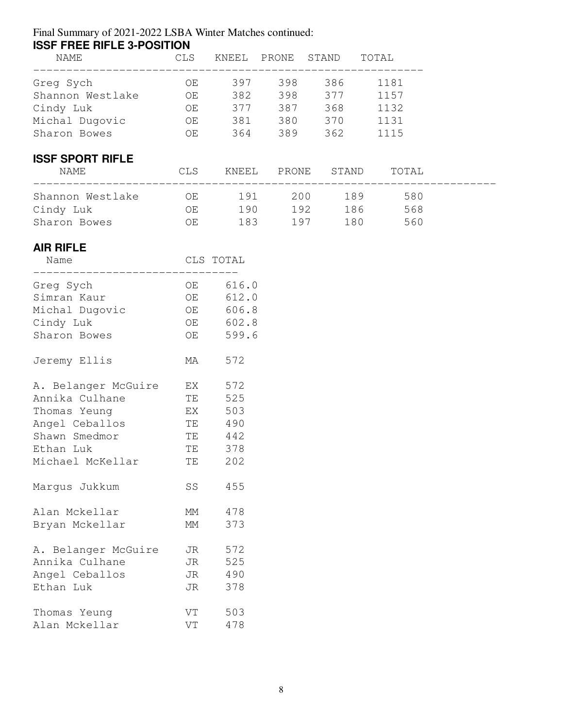Final Summary of 2021-2022 LSBA Winter Matches continued:

## ISSF FREE RIFLE 3-POSITION

| NAME | CLS | KNEEL | PRONE | STAND | TOTAL |
|---|---|---|---|---|---|
| Greg Sych | OE | 397 | 398 | 386 | 1181 |
| Shannon Westlake | OE | 382 | 398 | 377 | 1157 |
| Cindy Luk | OE | 377 | 387 | 368 | 1132 |
| Michal Dugovic | OE | 381 | 380 | 370 | 1131 |
| Sharon Bowes | OE | 364 | 389 | 362 | 1115 |

## ISSF SPORT RIFLE

| NAME | CLS | KNEEL | PRONE | STAND | TOTAL |
|---|---|---|---|---|---|
| Shannon Westlake | OE | 191 | 200 | 189 | 580 |
| Cindy Luk | OE | 190 | 192 | 186 | 568 |
| Sharon Bowes | OE | 183 | 197 | 180 | 560 |

## AIR RIFLE

| Name | CLS | TOTAL |
|---|---|---|
| Greg Sych | OE | 616.0 |
| Simran Kaur | OE | 612.0 |
| Michal Dugovic | OE | 606.8 |
| Cindy Luk | OE | 602.8 |
| Sharon Bowes | OE | 599.6 |
| | | |
| Jeremy Ellis | MA | 572 |
| | | |
| A. Belanger McGuire | EX | 572 |
| Annika Culhane | TE | 525 |
| Thomas Yeung | EX | 503 |
| Angel Ceballos | TE | 490 |
| Shawn Smedmor | TE | 442 |
| Ethan Luk | TE | 378 |
| Michael McKellar | TE | 202 |
| | | |
| Margus Jukkum | SS | 455 |
| | | |
| Alan Mckellar | MM | 478 |
| Bryan Mckellar | MM | 373 |
| | | |
| A. Belanger McGuire | JR | 572 |
| Annika Culhane | JR | 525 |
| Angel Ceballos | JR | 490 |
| Ethan Luk | JR | 378 |
| | | |
| Thomas Yeung | VT | 503 |
| Alan Mckellar | VT | 478 |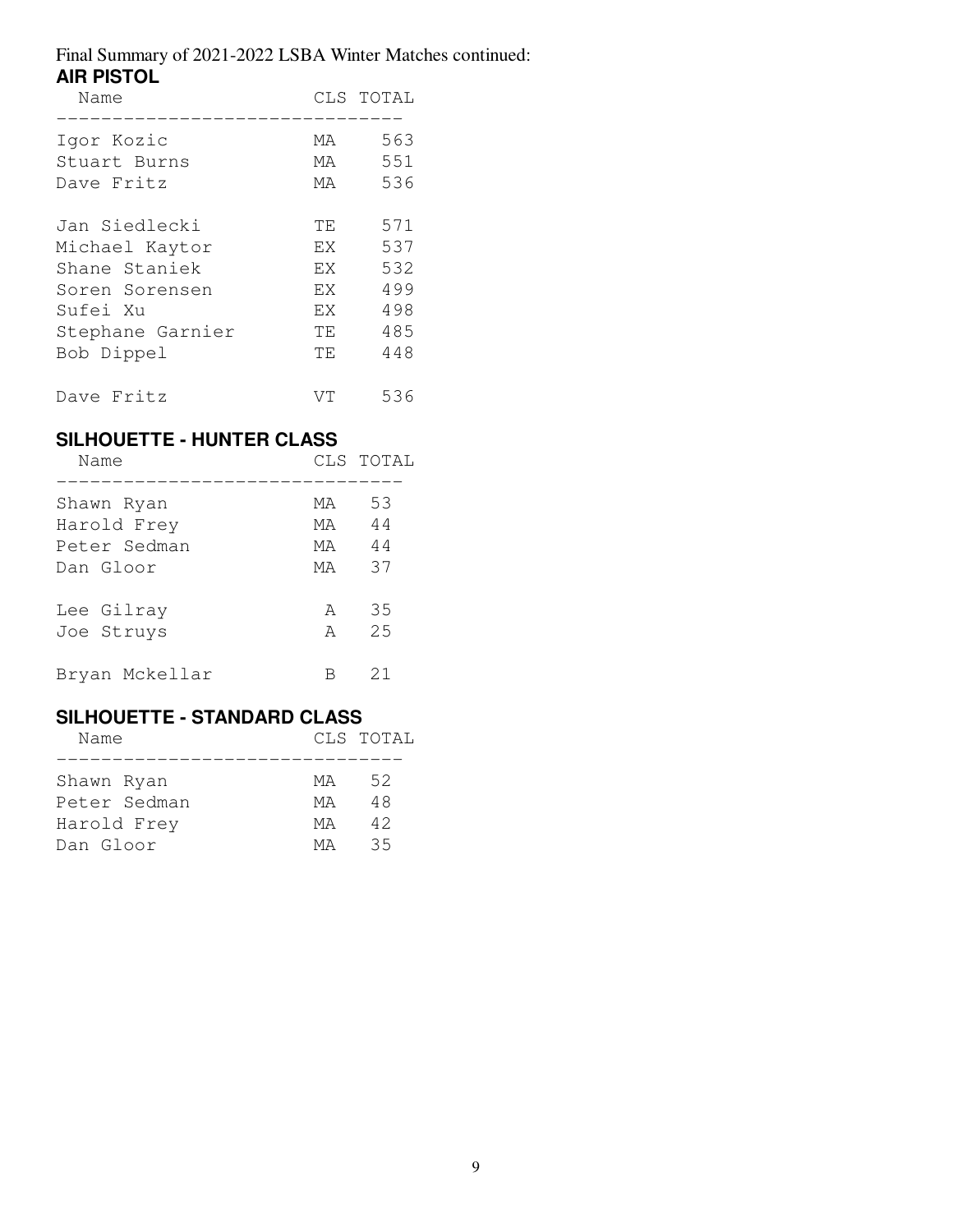Final Summary of 2021-2022 LSBA Winter Matches continued:

## AIR PISTOL

| Name | CLS | TOTAL |
|---|---|---|
| Igor Kozic | MA | 563 |
| Stuart Burns | MA | 551 |
| Dave Fritz | MA | 536 |
| | | |
| Jan Siedlecki | TE | 571 |
| Michael Kaytor | EX | 537 |
| Shane Staniek | EX | 532 |
| Soren Sorensen | EX | 499 |
| Sufei Xu | EX | 498 |
| Stephane Garnier | TE | 485 |
| Bob Dippel | TE | 448 |
| | | |
| Dave Fritz | VT | 536 |

## SILHOUETTE - HUNTER CLASS

| Name | CLS | TOTAL |
|---|---|---|
| Shawn Ryan | MA | 53 |
| Harold Frey | MA | 44 |
| Peter Sedman | MA | 44 |
| Dan Gloor | MA | 37 |
| | | |
| Lee Gilray | A | 35 |
| Joe Struys | A | 25 |
| | | |
| Bryan Mckellar | B | 21 |

## SILHOUETTE - STANDARD CLASS

| Name | CLS | TOTAL |
|---|---|---|
| Shawn Ryan | MA | 52 |
| Peter Sedman | MA | 48 |
| Harold Frey | MA | 42 |
| Dan Gloor | MA | 35 |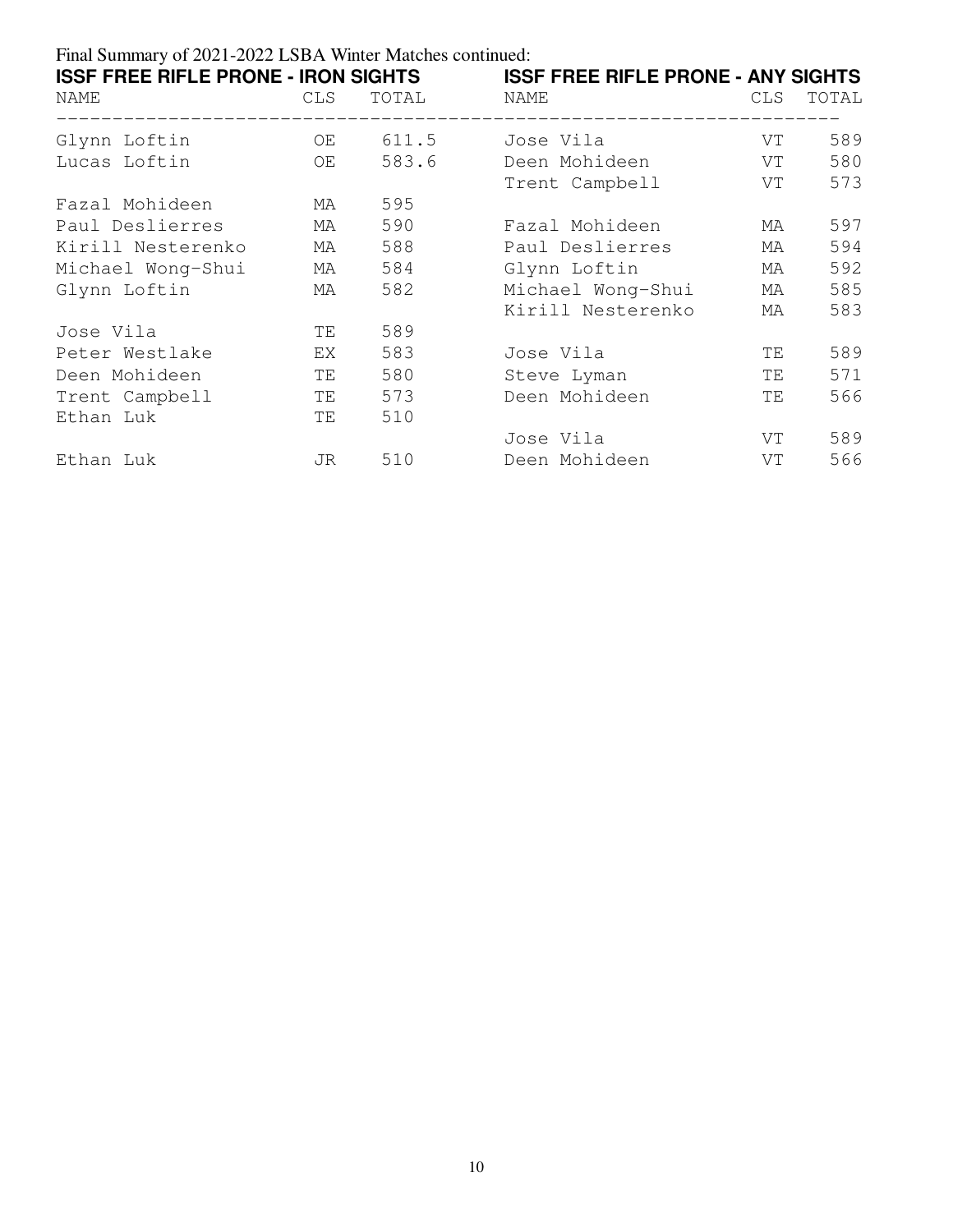Final Summary of 2021-2022 LSBA Winter Matches continued:

## ISSF FREE RIFLE PRONE - IRON SIGHTS

| NAME | CLS | TOTAL |
|---|---|---|
| Glynn Loftin | OE | 611.5 |
| Lucas Loftin | OE | 583.6 |
| | | |
| Fazal Mohideen | MA | 595 |
| Paul Deslierres | MA | 590 |
| Kirill Nesterenko | MA | 588 |
| Michael Wong-Shui | MA | 584 |
| Glynn Loftin | MA | 582 |
| | | |
| Jose Vila | TE | 589 |
| Peter Westlake | EX | 583 |
| Deen Mohideen | TE | 580 |
| Trent Campbell | TE | 573 |
| Ethan Luk | TE | 510 |
| | | |
| Ethan Luk | JR | 510 |

## ISSF FREE RIFLE PRONE - ANY SIGHTS

| NAME | CLS | TOTAL |
|---|---|---|
| Jose Vila | VT | 589 |
| Deen Mohideen | VT | 580 |
| Trent Campbell | VT | 573 |
| | | |
| Fazal Mohideen | MA | 597 |
| Paul Deslierres | MA | 594 |
| Glynn Loftin | MA | 592 |
| Michael Wong-Shui | MA | 585 |
| Kirill Nesterenko | MA | 583 |
| | | |
| Jose Vila | TE | 589 |
| Steve Lyman | TE | 571 |
| Deen Mohideen | TE | 566 |
| | | |
| Jose Vila | VT | 589 |
| Deen Mohideen | VT | 566 |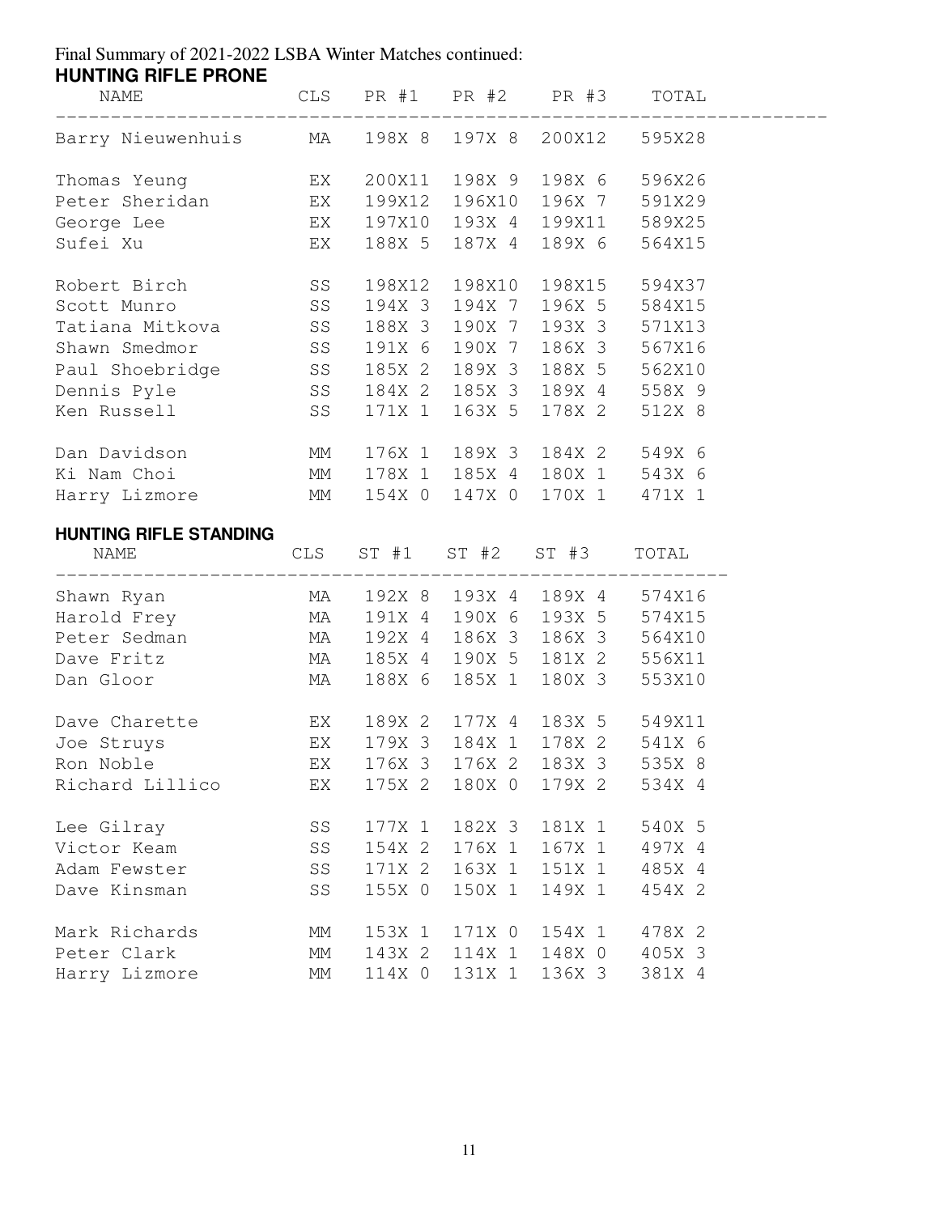Final Summary of 2021-2022 LSBA Winter Matches continued:

## HUNTING RIFLE PRONE

| NAME | CLS | PR #1 | PR #2 | PR #3 | TOTAL |
|---|---|---|---|---|---|
| Barry Nieuwenhuis | MA | 198X 8 | 197X 8 | 200X12 | 595X28 |
| Thomas Yeung | EX | 200X11 | 198X 9 | 198X 6 | 596X26 |
| Peter Sheridan | EX | 199X12 | 196X10 | 196X 7 | 591X29 |
| George Lee | EX | 197X10 | 193X 4 | 199X11 | 589X25 |
| Sufei Xu | EX | 188X 5 | 187X 4 | 189X 6 | 564X15 |
| Robert Birch | SS | 198X12 | 198X10 | 198X15 | 594X37 |
| Scott Munro | SS | 194X 3 | 194X 7 | 196X 5 | 584X15 |
| Tatiana Mitkova | SS | 188X 3 | 190X 7 | 193X 3 | 571X13 |
| Shawn Smedmor | SS | 191X 6 | 190X 7 | 186X 3 | 567X16 |
| Paul Shoebridge | SS | 185X 2 | 189X 3 | 188X 5 | 562X10 |
| Dennis Pyle | SS | 184X 2 | 185X 3 | 189X 4 | 558X 9 |
| Ken Russell | SS | 171X 1 | 163X 5 | 178X 2 | 512X 8 |
| Dan Davidson | MM | 176X 1 | 189X 3 | 184X 2 | 549X 6 |
| Ki Nam Choi | MM | 178X 1 | 185X 4 | 180X 1 | 543X 6 |
| Harry Lizmore | MM | 154X 0 | 147X 0 | 170X 1 | 471X 1 |

## HUNTING RIFLE STANDING

| NAME | CLS | ST #1 | ST #2 | ST #3 | TOTAL |
|---|---|---|---|---|---|
| Shawn Ryan | MA | 192X 8 | 193X 4 | 189X 4 | 574X16 |
| Harold Frey | MA | 191X 4 | 190X 6 | 193X 5 | 574X15 |
| Peter Sedman | MA | 192X 4 | 186X 3 | 186X 3 | 564X10 |
| Dave Fritz | MA | 185X 4 | 190X 5 | 181X 2 | 556X11 |
| Dan Gloor | MA | 188X 6 | 185X 1 | 180X 3 | 553X10 |
| Dave Charette | EX | 189X 2 | 177X 4 | 183X 5 | 549X11 |
| Joe Struys | EX | 179X 3 | 184X 1 | 178X 2 | 541X 6 |
| Ron Noble | EX | 176X 3 | 176X 2 | 183X 3 | 535X 8 |
| Richard Lillico | EX | 175X 2 | 180X 0 | 179X 2 | 534X 4 |
| Lee Gilray | SS | 177X 1 | 182X 3 | 181X 1 | 540X 5 |
| Victor Keam | SS | 154X 2 | 176X 1 | 167X 1 | 497X 4 |
| Adam Fewster | SS | 171X 2 | 163X 1 | 151X 1 | 485X 4 |
| Dave Kinsman | SS | 155X 0 | 150X 1 | 149X 1 | 454X 2 |
| Mark Richards | MM | 153X 1 | 171X 0 | 154X 1 | 478X 2 |
| Peter Clark | MM | 143X 2 | 114X 1 | 148X 0 | 405X 3 |
| Harry Lizmore | MM | 114X 0 | 131X 1 | 136X 3 | 381X 4 |